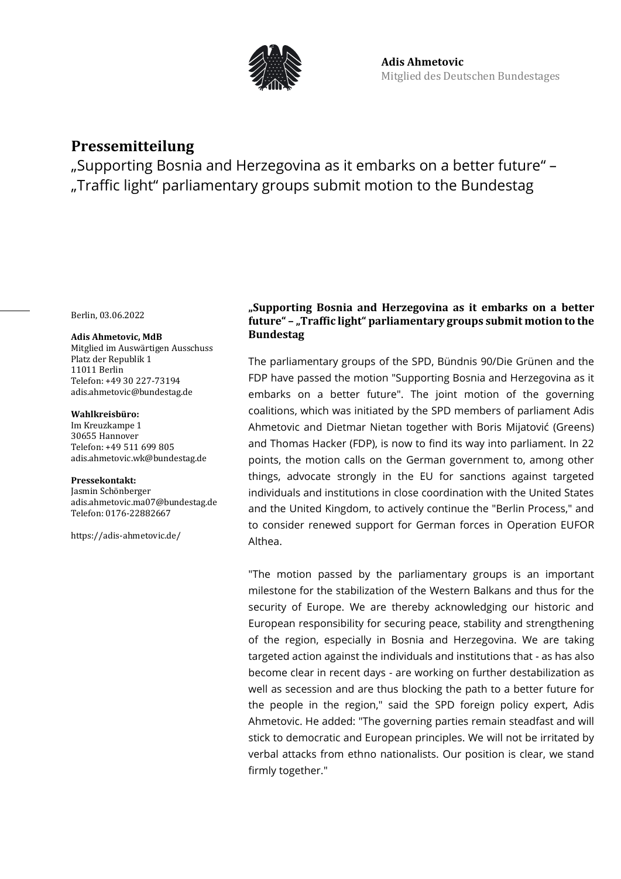**Adis Ahmetovic**
Mitglied des Deutschen Bundestages

# Pressemitteilung

„Supporting Bosnia and Herzegovina as it embarks on a better future" – „Traffic light" parliamentary groups submit motion to the Bundestag

Berlin, 03.06.2022

**Adis Ahmetovic, MdB**
Mitglied im Auswärtigen Ausschuss
Platz der Republik 1
11011 Berlin
Telefon: +49 30 227-73194
adis.ahmetovic@bundestag.de

**Wahlkreisbüro:**
Im Kreuzkampe 1
30655 Hannover
Telefon: +49 511 699 805
adis.ahmetovic.wk@bundestag.de

**Pressekontakt:**
Jasmin Schönberger
adis.ahmetovic.ma07@bundestag.de
Telefon: 0176-22882667

https://adis-ahmetovic.de/

**„Supporting Bosnia and Herzegovina as it embarks on a better future" – „Traffic light" parliamentary groups submit motion to the Bundestag**

The parliamentary groups of the SPD, Bündnis 90/Die Grünen and the FDP have passed the motion "Supporting Bosnia and Herzegovina as it embarks on a better future". The joint motion of the governing coalitions, which was initiated by the SPD members of parliament Adis Ahmetovic and Dietmar Nietan together with Boris Mijatović (Greens) and Thomas Hacker (FDP), is now to find its way into parliament. In 22 points, the motion calls on the German government to, among other things, advocate strongly in the EU for sanctions against targeted individuals and institutions in close coordination with the United States and the United Kingdom, to actively continue the "Berlin Process," and to consider renewed support for German forces in Operation EUFOR Althea.

"The motion passed by the parliamentary groups is an important milestone for the stabilization of the Western Balkans and thus for the security of Europe. We are thereby acknowledging our historic and European responsibility for securing peace, stability and strengthening of the region, especially in Bosnia and Herzegovina. We are taking targeted action against the individuals and institutions that - as has also become clear in recent days - are working on further destabilization as well as secession and are thus blocking the path to a better future for the people in the region," said the SPD foreign policy expert, Adis Ahmetovic. He added: "The governing parties remain steadfast and will stick to democratic and European principles. We will not be irritated by verbal attacks from ethno nationalists. Our position is clear, we stand firmly together."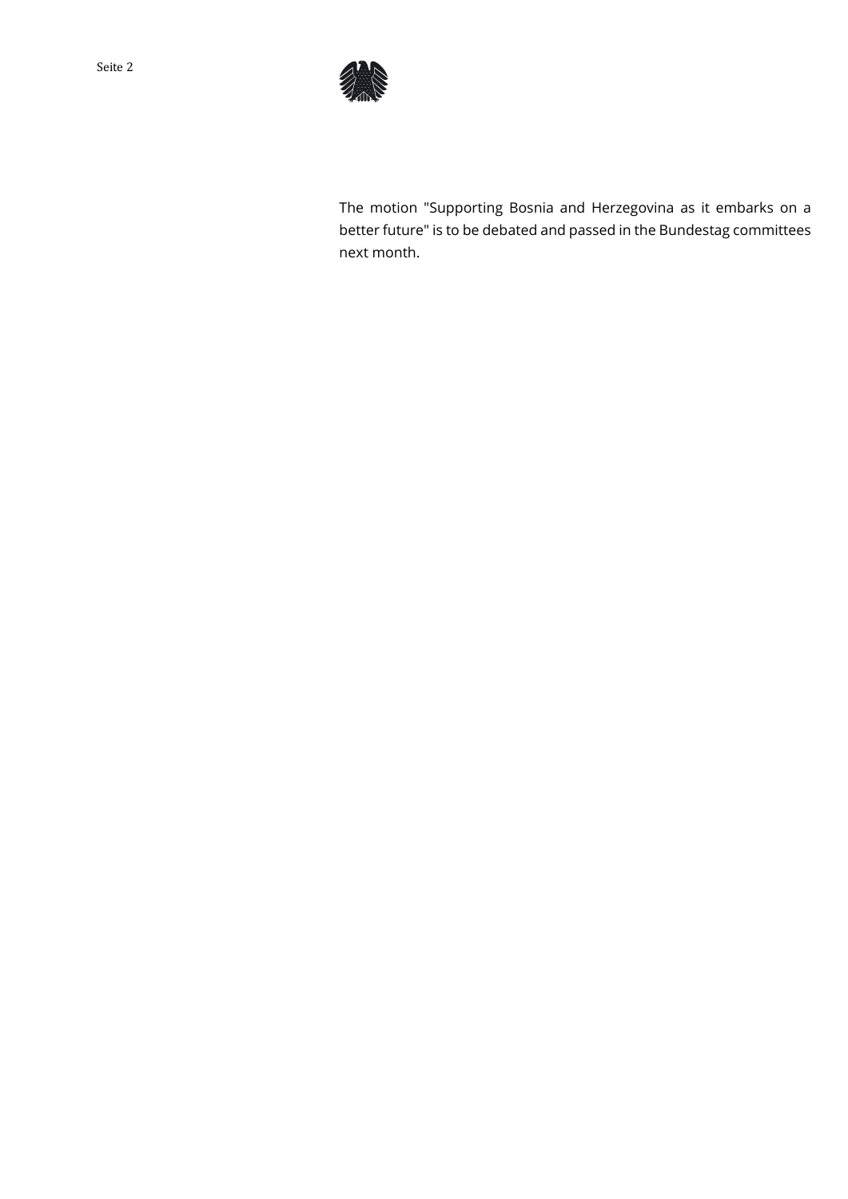The motion "Supporting Bosnia and Herzegovina as it embarks on a better future" is to be debated and passed in the Bundestag committees next month.